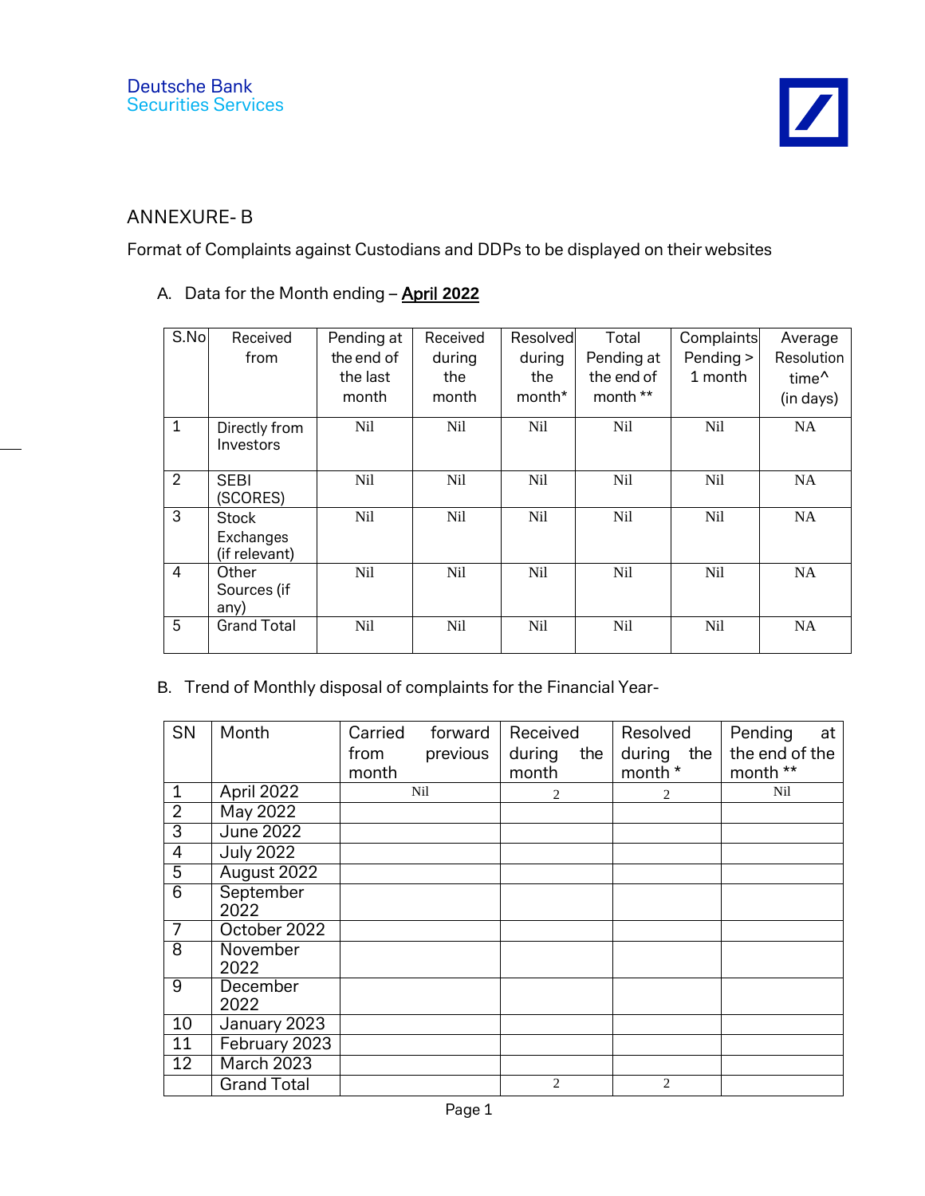Deutsche Bank
Securities Services

ANNEXURE- B

Format of Complaints against Custodians and DDPs to be displayed on their websites

A. Data for the Month ending – **April 2022**

| S.No | Received from | Pending at the end of the last month | Received during the month | Resolved during the month* | Total Pending at the end of month ** | Complaints Pending > 1 month | Average Resolution time^ (in days) |
|---|---|---|---|---|---|---|---|
| 1 | Directly from Investors | Nil | Nil | Nil | Nil | Nil | NA |
| 2 | SEBI (SCORES) | Nil | Nil | Nil | Nil | Nil | NA |
| 3 | Stock Exchanges (if relevant) | Nil | Nil | Nil | Nil | Nil | NA |
| 4 | Other Sources (if any) | Nil | Nil | Nil | Nil | Nil | NA |
| 5 | Grand Total | Nil | Nil | Nil | Nil | Nil | NA |

B. Trend of Monthly disposal of complaints for the Financial Year-

| SN | Month | Carried forward from previous month | Received during the month | Resolved during the month * | Pending at the end of the month ** |
|---|---|---|---|---|---|
| 1 | April 2022 | Nil | 2 | 2 | Nil |
| 2 | May 2022 | | | | |
| 3 | June 2022 | | | | |
| 4 | July 2022 | | | | |
| 5 | August 2022 | | | | |
| 6 | September 2022 | | | | |
| 7 | October 2022 | | | | |
| 8 | November 2022 | | | | |
| 9 | December 2022 | | | | |
| 10 | January 2023 | | | | |
| 11 | February 2023 | | | | |
| 12 | March 2023 | | | | |
| | Grand Total | | 2 | 2 | |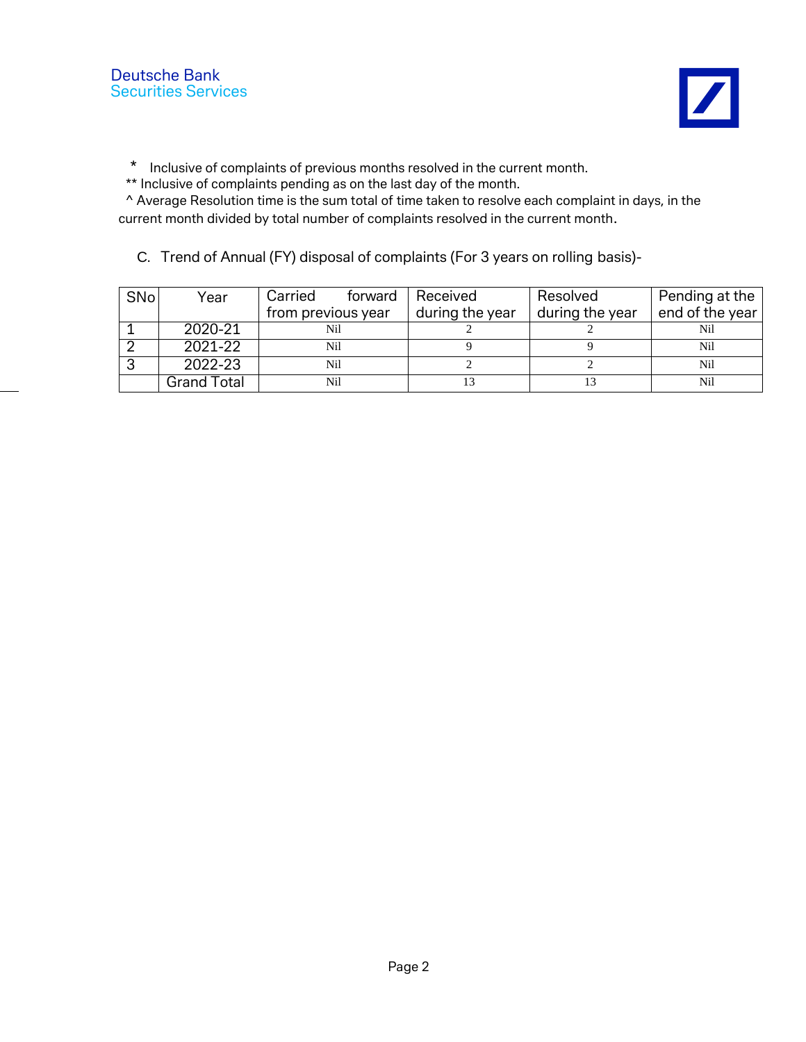\* Inclusive of complaints of previous months resolved in the current month.

\*\* Inclusive of complaints pending as on the last day of the month.

^ Average Resolution time is the sum total of time taken to resolve each complaint in days, in the current month divided by total number of complaints resolved in the current month.

C. Trend of Annual (FY) disposal of complaints (For 3 years on rolling basis)-

| SNo | Year | Carried forward from previous year | Received during the year | Resolved during the year | Pending at the end of the year |
|---|---|---|---|---|---|
| 1 | 2020-21 | Nil | 2 | 2 | Nil |
| 2 | 2021-22 | Nil | 9 | 9 | Nil |
| 3 | 2022-23 | Nil | 2 | 2 | Nil |
| | Grand Total | Nil | 13 | 13 | Nil |